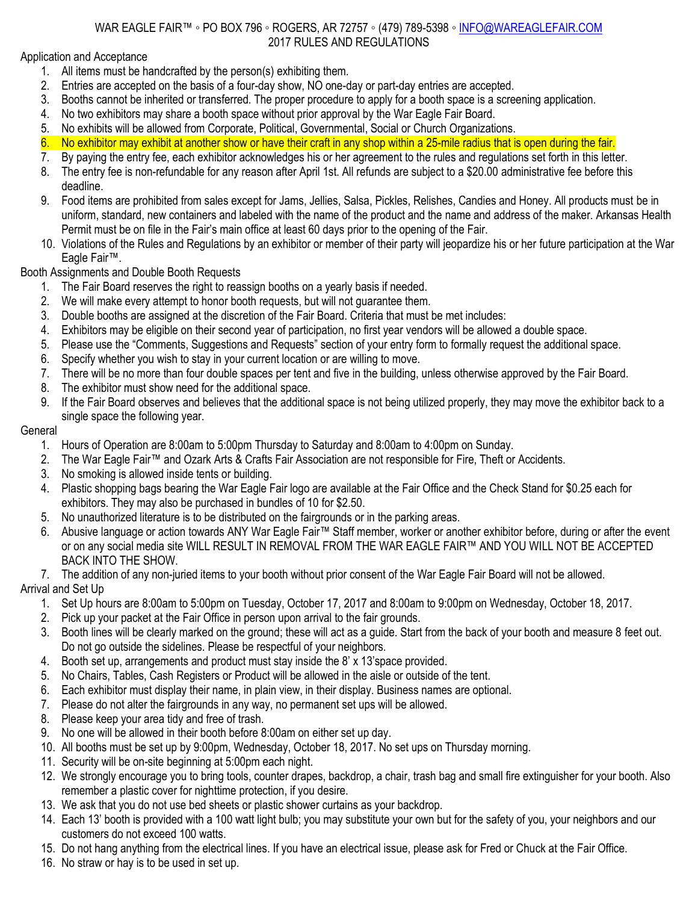WAR EAGLE FAIR™ ◦ PO BOX 796 ◦ ROGERS, AR 72757 ◦ (479) 789-5398 ◦ INFO@WAREAGLEFAIR.COM

2017 RULES AND REGULATIONS

## Application and Acceptance

1. All items must be handcrafted by the person(s) exhibiting them.
2. Entries are accepted on the basis of a four-day show, NO one-day or part-day entries are accepted.
3. Booths cannot be inherited or transferred. The proper procedure to apply for a booth space is a screening application.
4. No two exhibitors may share a booth space without prior approval by the War Eagle Fair Board.
5. No exhibits will be allowed from Corporate, Political, Governmental, Social or Church Organizations.
6. No exhibitor may exhibit at another show or have their craft in any shop within a 25-mile radius that is open during the fair.
7. By paying the entry fee, each exhibitor acknowledges his or her agreement to the rules and regulations set forth in this letter.
8. The entry fee is non-refundable for any reason after April 1st. All refunds are subject to a $20.00 administrative fee before this deadline.
9. Food items are prohibited from sales except for Jams, Jellies, Salsa, Pickles, Relishes, Candies and Honey. All products must be in uniform, standard, new containers and labeled with the name of the product and the name and address of the maker. Arkansas Health Permit must be on file in the Fair's main office at least 60 days prior to the opening of the Fair.
10. Violations of the Rules and Regulations by an exhibitor or member of their party will jeopardize his or her future participation at the War Eagle Fair™.

## Booth Assignments and Double Booth Requests

1. The Fair Board reserves the right to reassign booths on a yearly basis if needed.
2. We will make every attempt to honor booth requests, but will not guarantee them.
3. Double booths are assigned at the discretion of the Fair Board. Criteria that must be met includes:
4. Exhibitors may be eligible on their second year of participation, no first year vendors will be allowed a double space.
5. Please use the "Comments, Suggestions and Requests" section of your entry form to formally request the additional space.
6. Specify whether you wish to stay in your current location or are willing to move.
7. There will be no more than four double spaces per tent and five in the building, unless otherwise approved by the Fair Board.
8. The exhibitor must show need for the additional space.
9. If the Fair Board observes and believes that the additional space is not being utilized properly, they may move the exhibitor back to a single space the following year.

## General

1. Hours of Operation are 8:00am to 5:00pm Thursday to Saturday and 8:00am to 4:00pm on Sunday.
2. The War Eagle Fair™ and Ozark Arts & Crafts Fair Association are not responsible for Fire, Theft or Accidents.
3. No smoking is allowed inside tents or building.
4. Plastic shopping bags bearing the War Eagle Fair logo are available at the Fair Office and the Check Stand for $0.25 each for exhibitors. They may also be purchased in bundles of 10 for $2.50.
5. No unauthorized literature is to be distributed on the fairgrounds or in the parking areas.
6. Abusive language or action towards ANY War Eagle Fair™ Staff member, worker or another exhibitor before, during or after the event or on any social media site WILL RESULT IN REMOVAL FROM THE WAR EAGLE FAIR™ AND YOU WILL NOT BE ACCEPTED BACK INTO THE SHOW.
7. The addition of any non-juried items to your booth without prior consent of the War Eagle Fair Board will not be allowed.

## Arrival and Set Up

1. Set Up hours are 8:00am to 5:00pm on Tuesday, October 17, 2017 and 8:00am to 9:00pm on Wednesday, October 18, 2017.
2. Pick up your packet at the Fair Office in person upon arrival to the fair grounds.
3. Booth lines will be clearly marked on the ground; these will act as a guide. Start from the back of your booth and measure 8 feet out. Do not go outside the sidelines. Please be respectful of your neighbors.
4. Booth set up, arrangements and product must stay inside the 8' x 13'space provided.
5. No Chairs, Tables, Cash Registers or Product will be allowed in the aisle or outside of the tent.
6. Each exhibitor must display their name, in plain view, in their display. Business names are optional.
7. Please do not alter the fairgrounds in any way, no permanent set ups will be allowed.
8. Please keep your area tidy and free of trash.
9. No one will be allowed in their booth before 8:00am on either set up day.
10. All booths must be set up by 9:00pm, Wednesday, October 18, 2017. No set ups on Thursday morning.
11. Security will be on-site beginning at 5:00pm each night.
12. We strongly encourage you to bring tools, counter drapes, backdrop, a chair, trash bag and small fire extinguisher for your booth. Also remember a plastic cover for nighttime protection, if you desire.
13. We ask that you do not use bed sheets or plastic shower curtains as your backdrop.
14. Each 13' booth is provided with a 100 watt light bulb; you may substitute your own but for the safety of you, your neighbors and our customers do not exceed 100 watts.
15. Do not hang anything from the electrical lines. If you have an electrical issue, please ask for Fred or Chuck at the Fair Office.
16. No straw or hay is to be used in set up.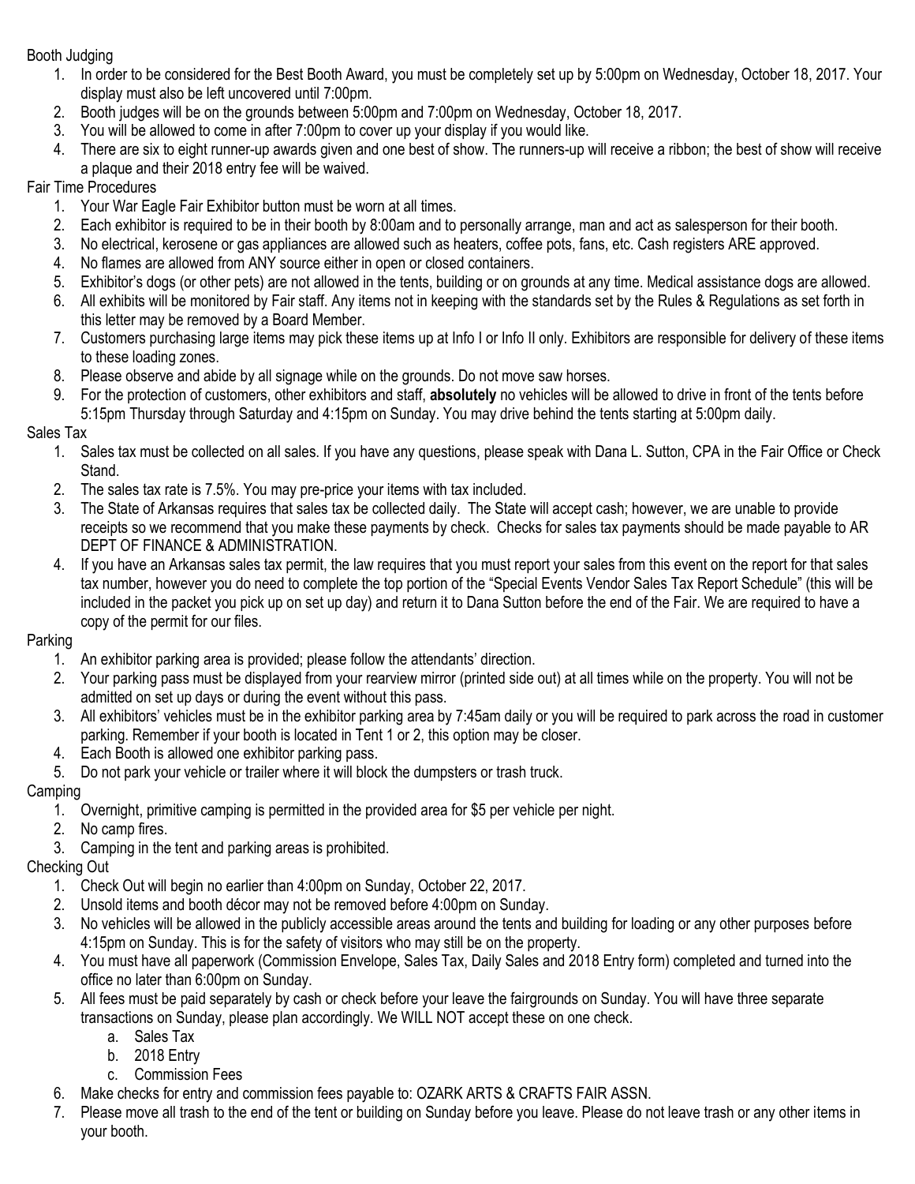Booth Judging

1. In order to be considered for the Best Booth Award, you must be completely set up by 5:00pm on Wednesday, October 18, 2017. Your display must also be left uncovered until 7:00pm.
2. Booth judges will be on the grounds between 5:00pm and 7:00pm on Wednesday, October 18, 2017.
3. You will be allowed to come in after 7:00pm to cover up your display if you would like.
4. There are six to eight runner-up awards given and one best of show. The runners-up will receive a ribbon; the best of show will receive a plaque and their 2018 entry fee will be waived.

Fair Time Procedures

1. Your War Eagle Fair Exhibitor button must be worn at all times.
2. Each exhibitor is required to be in their booth by 8:00am and to personally arrange, man and act as salesperson for their booth.
3. No electrical, kerosene or gas appliances are allowed such as heaters, coffee pots, fans, etc. Cash registers ARE approved.
4. No flames are allowed from ANY source either in open or closed containers.
5. Exhibitor's dogs (or other pets) are not allowed in the tents, building or on grounds at any time. Medical assistance dogs are allowed.
6. All exhibits will be monitored by Fair staff. Any items not in keeping with the standards set by the Rules & Regulations as set forth in this letter may be removed by a Board Member.
7. Customers purchasing large items may pick these items up at Info I or Info II only. Exhibitors are responsible for delivery of these items to these loading zones.
8. Please observe and abide by all signage while on the grounds. Do not move saw horses.
9. For the protection of customers, other exhibitors and staff, **absolutely** no vehicles will be allowed to drive in front of the tents before 5:15pm Thursday through Saturday and 4:15pm on Sunday. You may drive behind the tents starting at 5:00pm daily.

Sales Tax

1. Sales tax must be collected on all sales. If you have any questions, please speak with Dana L. Sutton, CPA in the Fair Office or Check Stand.
2. The sales tax rate is 7.5%. You may pre-price your items with tax included.
3. The State of Arkansas requires that sales tax be collected daily. The State will accept cash; however, we are unable to provide receipts so we recommend that you make these payments by check. Checks for sales tax payments should be made payable to AR DEPT OF FINANCE & ADMINISTRATION.
4. If you have an Arkansas sales tax permit, the law requires that you must report your sales from this event on the report for that sales tax number, however you do need to complete the top portion of the "Special Events Vendor Sales Tax Report Schedule" (this will be included in the packet you pick up on set up day) and return it to Dana Sutton before the end of the Fair. We are required to have a copy of the permit for our files.

Parking

1. An exhibitor parking area is provided; please follow the attendants' direction.
2. Your parking pass must be displayed from your rearview mirror (printed side out) at all times while on the property. You will not be admitted on set up days or during the event without this pass.
3. All exhibitors' vehicles must be in the exhibitor parking area by 7:45am daily or you will be required to park across the road in customer parking. Remember if your booth is located in Tent 1 or 2, this option may be closer.
4. Each Booth is allowed one exhibitor parking pass.
5. Do not park your vehicle or trailer where it will block the dumpsters or trash truck.

Camping

1. Overnight, primitive camping is permitted in the provided area for $5 per vehicle per night.
2. No camp fires.
3. Camping in the tent and parking areas is prohibited.

Checking Out

1. Check Out will begin no earlier than 4:00pm on Sunday, October 22, 2017.
2. Unsold items and booth décor may not be removed before 4:00pm on Sunday.
3. No vehicles will be allowed in the publicly accessible areas around the tents and building for loading or any other purposes before 4:15pm on Sunday. This is for the safety of visitors who may still be on the property.
4. You must have all paperwork (Commission Envelope, Sales Tax, Daily Sales and 2018 Entry form) completed and turned into the office no later than 6:00pm on Sunday.
5. All fees must be paid separately by cash or check before your leave the fairgrounds on Sunday. You will have three separate transactions on Sunday, please plan accordingly. We WILL NOT accept these on one check.
   a. Sales Tax
   b. 2018 Entry
   c. Commission Fees
6. Make checks for entry and commission fees payable to: OZARK ARTS & CRAFTS FAIR ASSN.
7. Please move all trash to the end of the tent or building on Sunday before you leave. Please do not leave trash or any other items in your booth.